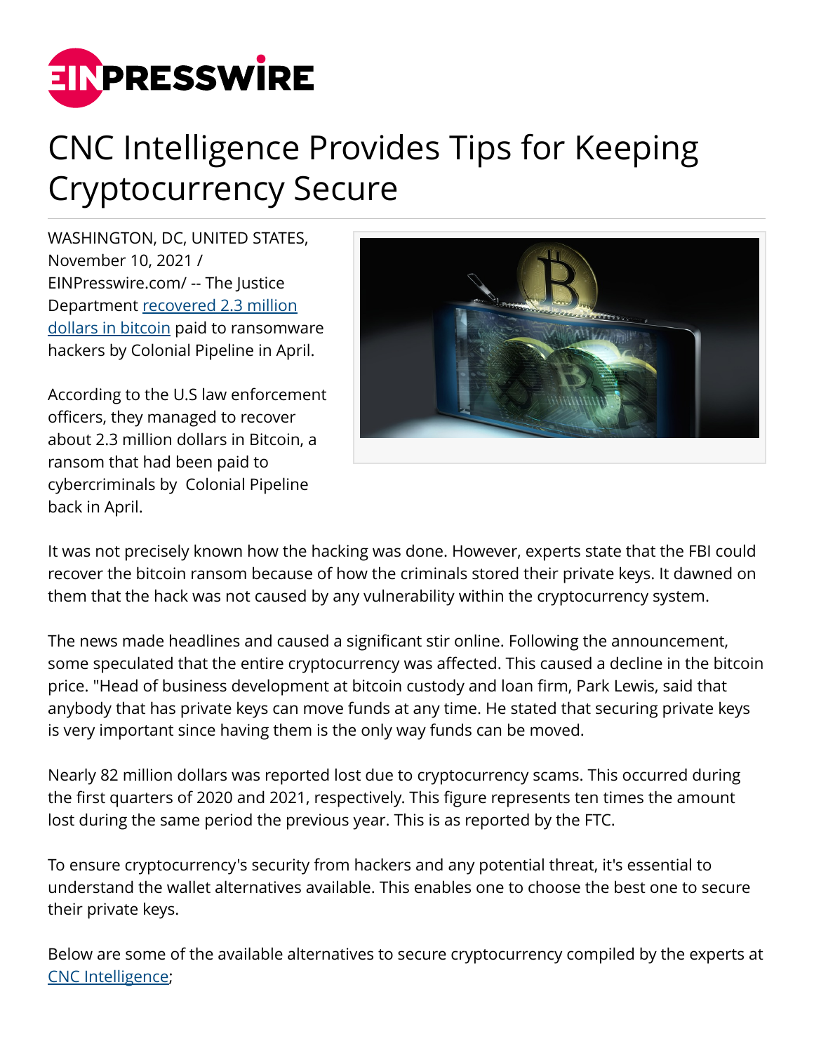# CNC Intelligence Provides Tips for Keeping Cryptocurrency Secure

WASHINGTON, DC, UNITED STATES, November 10, 2021 / EINPresswire.com/ -- The Justice Department recovered 2.3 million dollars in bitcoin paid to ransomware hackers by Colonial Pipeline in April.

According to the U.S law enforcement officers, they managed to recover about 2.3 million dollars in Bitcoin, a ransom that had been paid to cybercriminals by Colonial Pipeline back in April.

It was not precisely known how the hacking was done. However, experts state that the FBI could recover the bitcoin ransom because of how the criminals stored their private keys. It dawned on them that the hack was not caused by any vulnerability within the cryptocurrency system.

The news made headlines and caused a significant stir online. Following the announcement, some speculated that the entire cryptocurrency was affected. This caused a decline in the bitcoin price. "Head of business development at bitcoin custody and loan firm, Park Lewis, said that anybody that has private keys can move funds at any time. He stated that securing private keys is very important since having them is the only way funds can be moved.

Nearly 82 million dollars was reported lost due to cryptocurrency scams. This occurred during the first quarters of 2020 and 2021, respectively. This figure represents ten times the amount lost during the same period the previous year. This is as reported by the FTC.

To ensure cryptocurrency's security from hackers and any potential threat, it's essential to understand the wallet alternatives available. This enables one to choose the best one to secure their private keys.

Below are some of the available alternatives to secure cryptocurrency compiled by the experts at CNC Intelligence;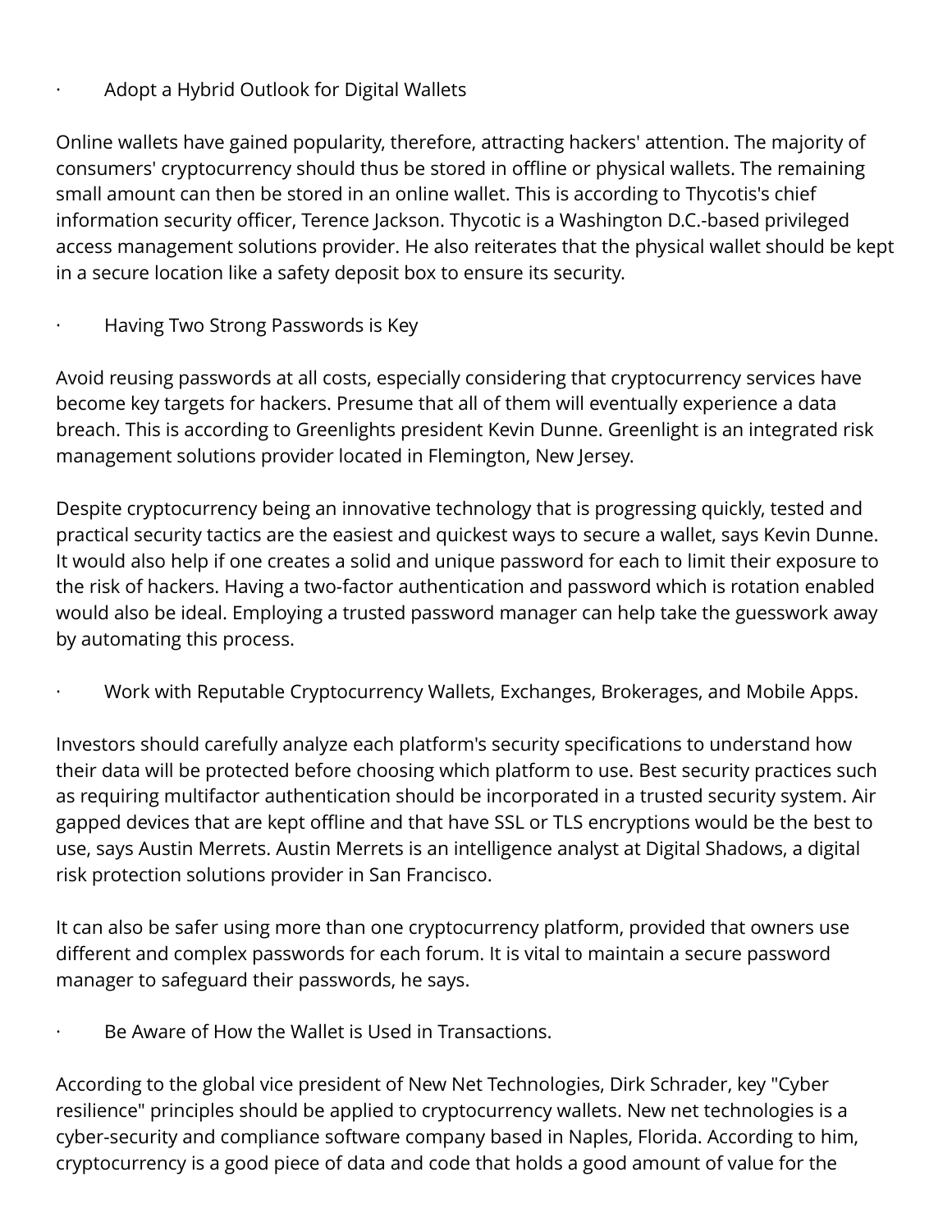· Adopt a Hybrid Outlook for Digital Wallets

Online wallets have gained popularity, therefore, attracting hackers' attention. The majority of consumers' cryptocurrency should thus be stored in offline or physical wallets. The remaining small amount can then be stored in an online wallet. This is according to Thycotis's chief information security officer, Terence Jackson. Thycotic is a Washington D.C.-based privileged access management solutions provider. He also reiterates that the physical wallet should be kept in a secure location like a safety deposit box to ensure its security.

· Having Two Strong Passwords is Key

Avoid reusing passwords at all costs, especially considering that cryptocurrency services have become key targets for hackers. Presume that all of them will eventually experience a data breach. This is according to Greenlights president Kevin Dunne. Greenlight is an integrated risk management solutions provider located in Flemington, New Jersey.

Despite cryptocurrency being an innovative technology that is progressing quickly, tested and practical security tactics are the easiest and quickest ways to secure a wallet, says Kevin Dunne. It would also help if one creates a solid and unique password for each to limit their exposure to the risk of hackers. Having a two-factor authentication and password which is rotation enabled would also be ideal. Employing a trusted password manager can help take the guesswork away by automating this process.

· Work with Reputable Cryptocurrency Wallets, Exchanges, Brokerages, and Mobile Apps.

Investors should carefully analyze each platform's security specifications to understand how their data will be protected before choosing which platform to use. Best security practices such as requiring multifactor authentication should be incorporated in a trusted security system. Air gapped devices that are kept offline and that have SSL or TLS encryptions would be the best to use, says Austin Merrets. Austin Merrets is an intelligence analyst at Digital Shadows, a digital risk protection solutions provider in San Francisco.

It can also be safer using more than one cryptocurrency platform, provided that owners use different and complex passwords for each forum. It is vital to maintain a secure password manager to safeguard their passwords, he says.

· Be Aware of How the Wallet is Used in Transactions.

According to the global vice president of New Net Technologies, Dirk Schrader, key "Cyber resilience" principles should be applied to cryptocurrency wallets. New net technologies is a cyber-security and compliance software company based in Naples, Florida. According to him, cryptocurrency is a good piece of data and code that holds a good amount of value for the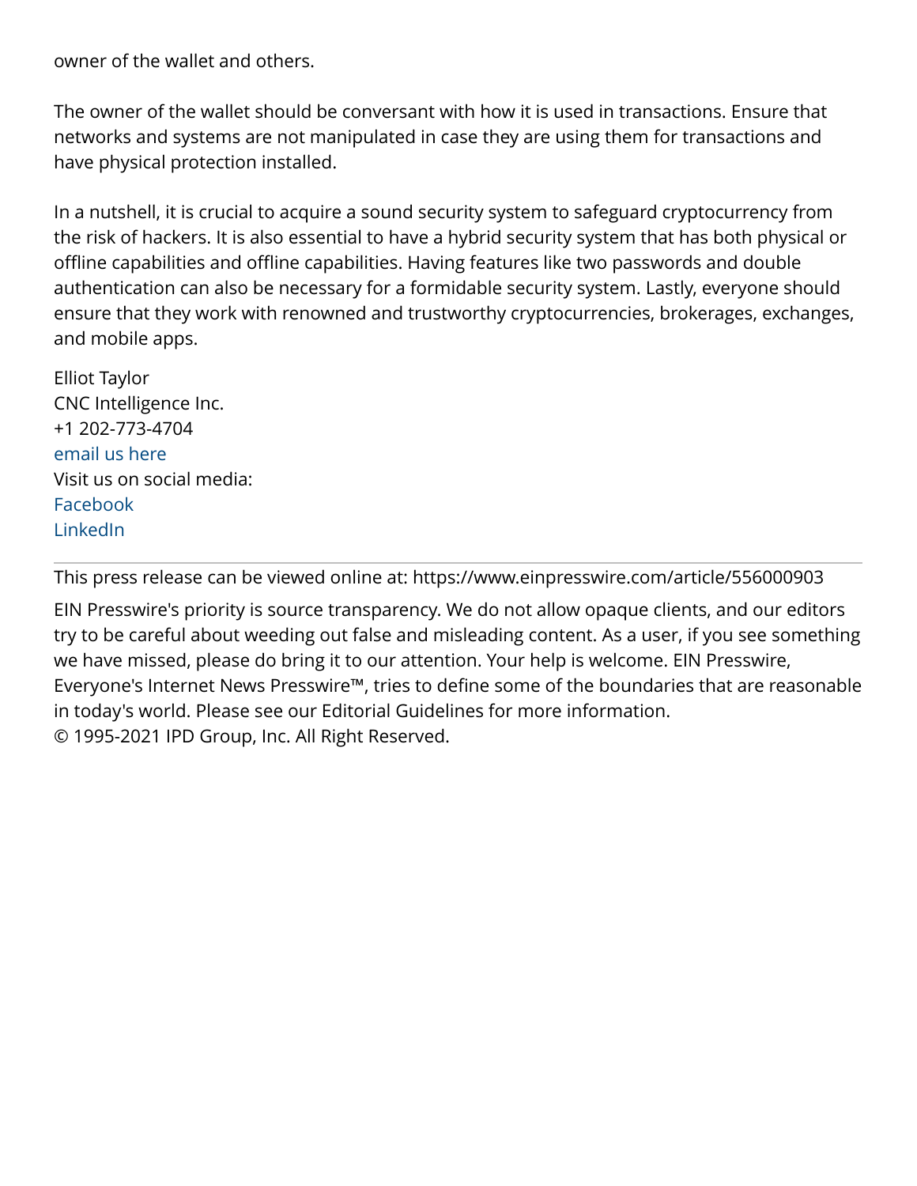owner of the wallet and others.

The owner of the wallet should be conversant with how it is used in transactions. Ensure that networks and systems are not manipulated in case they are using them for transactions and have physical protection installed.

In a nutshell, it is crucial to acquire a sound security system to safeguard cryptocurrency from the risk of hackers. It is also essential to have a hybrid security system that has both physical or offline capabilities and offline capabilities. Having features like two passwords and double authentication can also be necessary for a formidable security system. Lastly, everyone should ensure that they work with renowned and trustworthy cryptocurrencies, brokerages, exchanges, and mobile apps.

Elliot Taylor
CNC Intelligence Inc.
+1 202-773-4704
email us here
Visit us on social media:
Facebook
LinkedIn

---

This press release can be viewed online at: https://www.einpresswire.com/article/556000903

EIN Presswire's priority is source transparency. We do not allow opaque clients, and our editors try to be careful about weeding out false and misleading content. As a user, if you see something we have missed, please do bring it to our attention. Your help is welcome. EIN Presswire, Everyone's Internet News Presswire™, tries to define some of the boundaries that are reasonable in today's world. Please see our Editorial Guidelines for more information.
© 1995-2021 IPD Group, Inc. All Right Reserved.